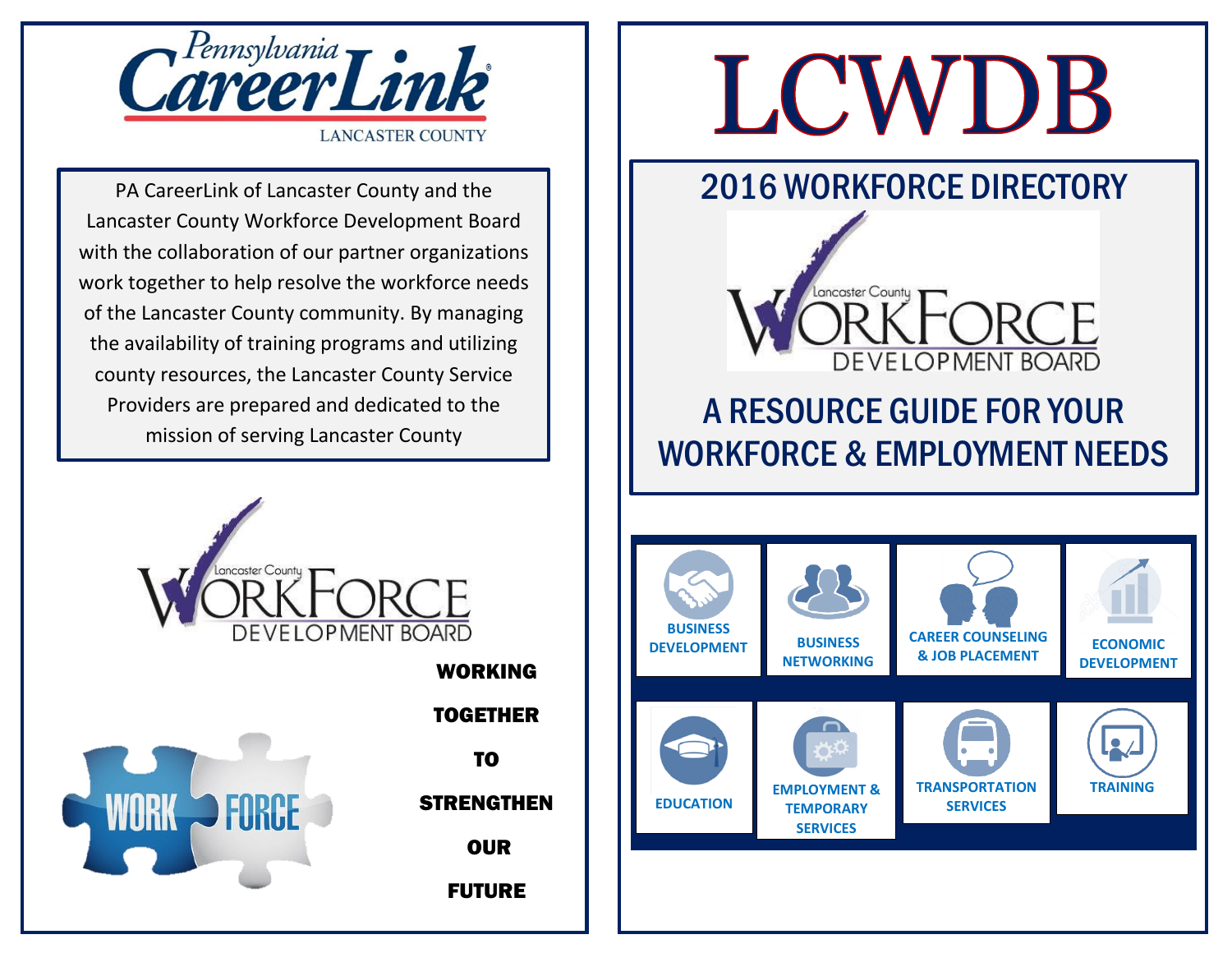Pennsylvania CareerLink

LANCASTER COUNTY

PA CareerLink of Lancaster County and the Lancaster County Workforce Development Board with the collaboration of our partner organizations work together to help resolve the workforce needs of the Lancaster County community. By managing the availability of training programs and utilizing county resources, the Lancaster County Service Providers are prepared and dedicated to the mission of serving Lancaster County

Lancaster County WorkForce Development Board

WORK FORCE

**WORKING TOGETHER TO STRENGTHEN OUR FUTURE**

# LCWDB

## 2016 WORKFORCE DIRECTORY

Lancaster County WorkForce Development Board

## A RESOURCE GUIDE FOR YOUR WORKFORCE & EMPLOYMENT NEEDS

- BUSINESS DEVELOPMENT
- BUSINESS NETWORKING
- CAREER COUNSELING & JOB PLACEMENT
- ECONOMIC DEVELOPMENT
- EDUCATION
- EMPLOYMENT & TEMPORARY SERVICES
- TRANSPORTATION SERVICES
- TRAINING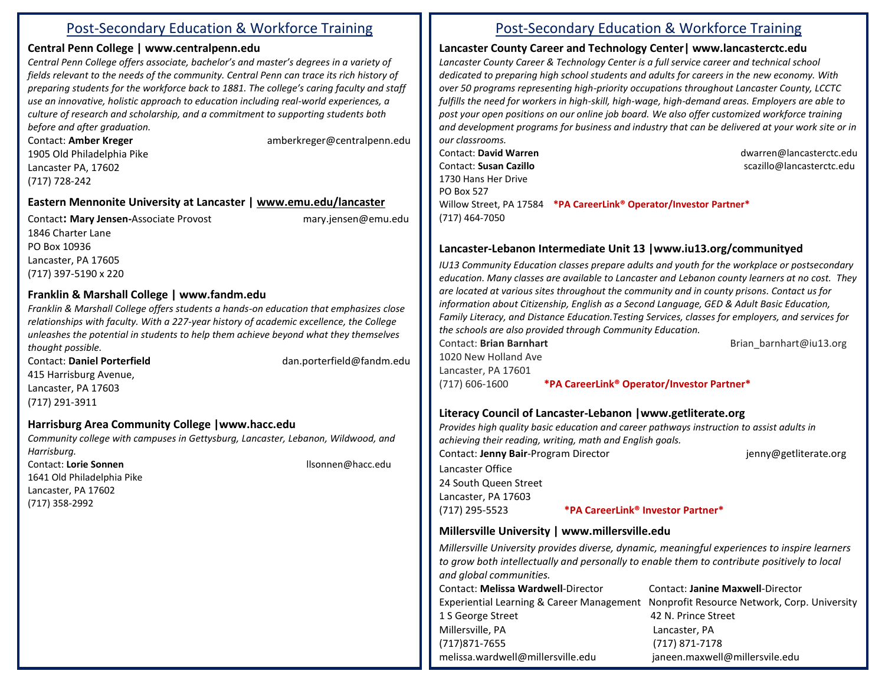## Post-Secondary Education & Workforce Training

### Central Penn College | www.centralpenn.edu

*Central Penn College offers associate, bachelor's and master's degrees in a variety of fields relevant to the needs of the community. Central Penn can trace its rich history of preparing students for the workforce back to 1881. The college's caring faculty and staff use an innovative, holistic approach to education including real-world experiences, a culture of research and scholarship, and a commitment to supporting students both before and after graduation.*

Contact: **Amber Kreger** amberkreger@centralpenn.edu
1905 Old Philadelphia Pike
Lancaster PA, 17602
(717) 728-242

### Eastern Mennonite University at Lancaster | www.emu.edu/lancaster

Contact**: Mary Jensen-**Associate Provost mary.jensen@emu.edu
1846 Charter Lane
PO Box 10936
Lancaster, PA 17605
(717) 397-5190 x 220

### Franklin & Marshall College | www.fandm.edu

*Franklin & Marshall College offers students a hands-on education that emphasizes close relationships with faculty. With a 227-year history of academic excellence, the College unleashes the potential in students to help them achieve beyond what they themselves thought possible.*

Contact: **Daniel Porterfield** dan.porterfield@fandm.edu
415 Harrisburg Avenue,
Lancaster, PA 17603
(717) 291-3911

### Harrisburg Area Community College |www.hacc.edu

*Community college with campuses in Gettysburg, Lancaster, Lebanon, Wildwood, and Harrisburg.*

Contact: **Lorie Sonnen** llsonnen@hacc.edu
1641 Old Philadelphia Pike
Lancaster, PA 17602
(717) 358-2992

## Post-Secondary Education & Workforce Training

### Lancaster County Career and Technology Center| www.lancasterctc.edu

*Lancaster County Career & Technology Center is a full service career and technical school dedicated to preparing high school students and adults for careers in the new economy. With over 50 programs representing high-priority occupations throughout Lancaster County, LCCTC fulfills the need for workers in high-skill, high-wage, high-demand areas. Employers are able to post your open positions on our online job board. We also offer customized workforce training and development programs for business and industry that can be delivered at your work site or in our classrooms.*

Contact: **David Warren** dwarren@lancasterctc.edu
Contact: **Susan Cazillo** scazillo@lancasterctc.edu
1730 Hans Her Drive
PO Box 527
Willow Street, PA 17584 **\*PA CareerLink® Operator/Investor Partner\***
(717) 464-7050

### Lancaster-Lebanon Intermediate Unit 13 |www.iu13.org/communityed

*IU13 Community Education classes prepare adults and youth for the workplace or postsecondary education. Many classes are available to Lancaster and Lebanon county learners at no cost. They are located at various sites throughout the community and in county prisons. Contact us for information about Citizenship, English as a Second Language, GED & Adult Basic Education, Family Literacy, and Distance Education.Testing Services, classes for employers, and services for the schools are also provided through Community Education.*

Contact: **Brian Barnhart** Brian_barnhart@iu13.org
1020 New Holland Ave
Lancaster, PA 17601
(717) 606-1600 **\*PA CareerLink® Operator/Investor Partner\***

### Literacy Council of Lancaster-Lebanon |www.getliterate.org

*Provides high quality basic education and career pathways instruction to assist adults in achieving their reading, writing, math and English goals.*

Contact: **Jenny Bair**-Program Director jenny@getliterate.org
Lancaster Office
24 South Queen Street
Lancaster, PA 17603
(717) 295-5523 **\*PA CareerLink® Investor Partner\***

### Millersville University | www.millersville.edu

*Millersville University provides diverse, dynamic, meaningful experiences to inspire learners to grow both intellectually and personally to enable them to contribute positively to local and global communities.*

Contact: **Melissa Wardwell**-Director
Experiential Learning & Career Management
1 S George Street
Millersville, PA
(717)871-7655
melissa.wardwell@millersville.edu

Contact: **Janine Maxwell**-Director
Nonprofit Resource Network, Corp. University
42 N. Prince Street
Lancaster, PA
(717) 871-7178
janeen.maxwell@millersvile.edu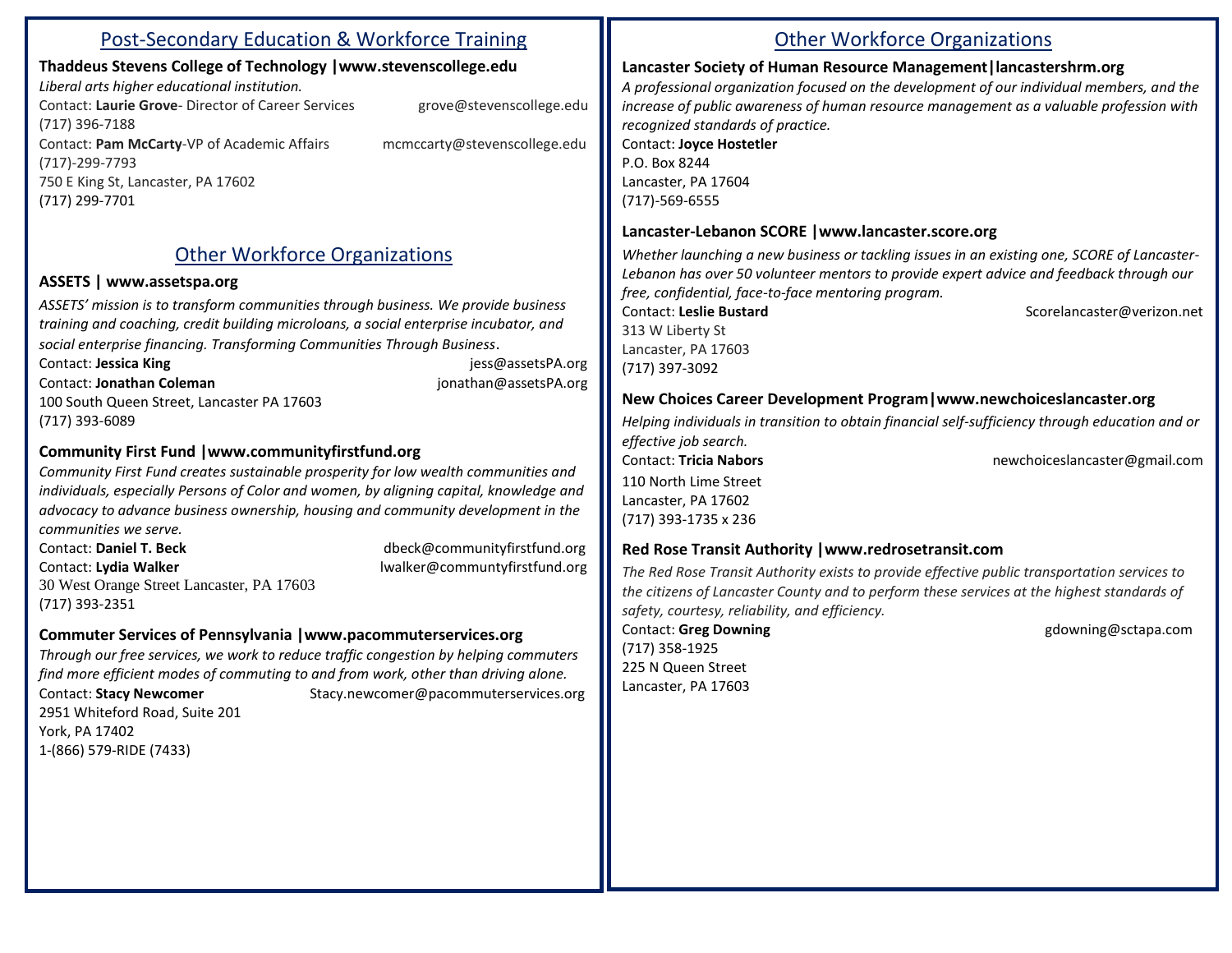## Post-Secondary Education & Workforce Training

**Thaddeus Stevens College of Technology |www.stevenscollege.edu**

*Liberal arts higher educational institution.*

Contact: **Laurie Grove**- Director of Career Services grove@stevenscollege.edu
(717) 396-7188
Contact: **Pam McCarty**-VP of Academic Affairs mcmccarty@stevenscollege.edu
(717)-299-7793
750 E King St, Lancaster, PA 17602
(717) 299-7701

## Other Workforce Organizations

**ASSETS | www.assetspa.org**

*ASSETS' mission is to transform communities through business. We provide business training and coaching, credit building microloans, a social enterprise incubator, and social enterprise financing. Transforming Communities Through Business*.

Contact: **Jessica King** jess@assetsPA.org
Contact: **Jonathan Coleman** jonathan@assetsPA.org
100 South Queen Street, Lancaster PA 17603
(717) 393-6089

**Community First Fund |www.communityfirstfund.org**

*Community First Fund creates sustainable prosperity for low wealth communities and individuals, especially Persons of Color and women, by aligning capital, knowledge and advocacy to advance business ownership, housing and community development in the communities we serve.*

Contact: **Daniel T. Beck** dbeck@communityfirstfund.org
Contact: **Lydia Walker** lwalker@communtyfirstfund.org
30 West Orange Street Lancaster, PA 17603
(717) 393-2351

**Commuter Services of Pennsylvania |www.pacommuterservices.org**

*Through our free services, we work to reduce traffic congestion by helping commuters find more efficient modes of commuting to and from work, other than driving alone.*

Contact: **Stacy Newcomer** Stacy.newcomer@pacommuterservices.org
2951 Whiteford Road, Suite 201
York, PA 17402
1-(866) 579-RIDE (7433)

## Other Workforce Organizations

**Lancaster Society of Human Resource Management|lancastershrm.org**

*A professional organization focused on the development of our individual members, and the increase of public awareness of human resource management as a valuable profession with recognized standards of practice.*

Contact: **Joyce Hostetler**
P.O. Box 8244
Lancaster, PA 17604
(717)-569-6555

**Lancaster-Lebanon SCORE |www.lancaster.score.org**

*Whether launching a new business or tackling issues in an existing one, SCORE of Lancaster-Lebanon has over 50 volunteer mentors to provide expert advice and feedback through our free, confidential, face-to-face mentoring program.*

Contact: **Leslie Bustard** Scorelancaster@verizon.net
313 W Liberty St
Lancaster, PA 17603
(717) 397-3092

**New Choices Career Development Program|www.newchoiceslancaster.org**

*Helping individuals in transition to obtain financial self-sufficiency through education and or effective job search.*

Contact: **Tricia Nabors** newchoiceslancaster@gmail.com
110 North Lime Street
Lancaster, PA 17602
(717) 393-1735 x 236

**Red Rose Transit Authority |www.redrosetransit.com**

*The Red Rose Transit Authority exists to provide effective public transportation services to the citizens of Lancaster County and to perform these services at the highest standards of safety, courtesy, reliability, and efficiency.*

Contact: **Greg Downing** gdowning@sctapa.com
(717) 358-1925
225 N Queen Street
Lancaster, PA 17603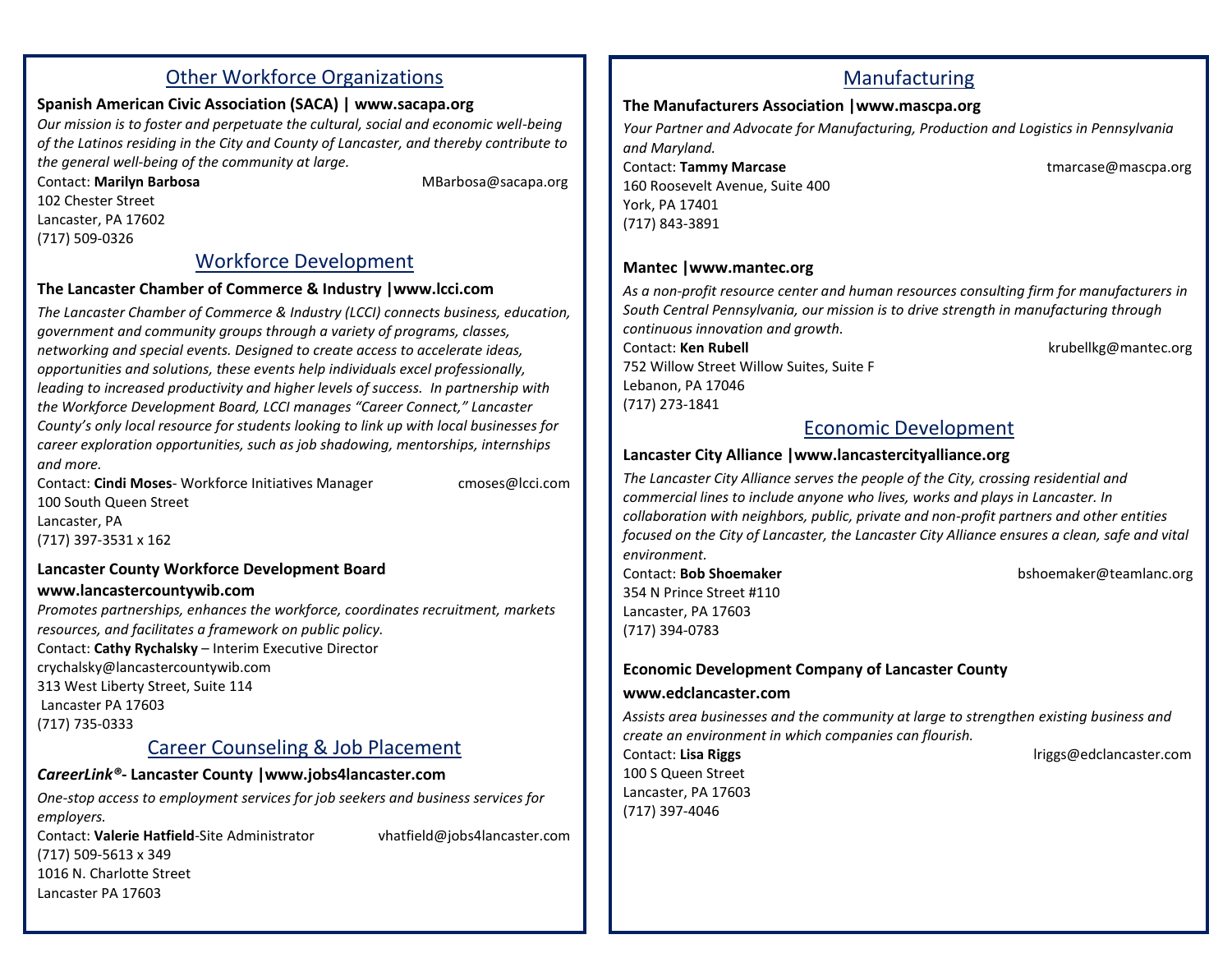## Other Workforce Organizations

**Spanish American Civic Association (SACA) | www.sacapa.org**

*Our mission is to foster and perpetuate the cultural, social and economic well-being of the Latinos residing in the City and County of Lancaster, and thereby contribute to the general well-being of the community at large.*

Contact: **Marilyn Barbosa** MBarbosa@sacapa.org
102 Chester Street
Lancaster, PA 17602
(717) 509-0326

## Workforce Development

**The Lancaster Chamber of Commerce & Industry |www.lcci.com**

*The Lancaster Chamber of Commerce & Industry (LCCI) connects business, education, government and community groups through a variety of programs, classes, networking and special events. Designed to create access to accelerate ideas, opportunities and solutions, these events help individuals excel professionally, leading to increased productivity and higher levels of success. In partnership with the Workforce Development Board, LCCI manages "Career Connect," Lancaster County's only local resource for students looking to link up with local businesses for career exploration opportunities, such as job shadowing, mentorships, internships and more.*

Contact: **Cindi Moses**- Workforce Initiatives Manager cmoses@lcci.com
100 South Queen Street
Lancaster, PA
(717) 397-3531 x 162

**Lancaster County Workforce Development Board**
**www.lancastercountywib.com**

*Promotes partnerships, enhances the workforce, coordinates recruitment, markets resources, and facilitates a framework on public policy.*

Contact: **Cathy Rychalsky** – Interim Executive Director
crychalsky@lancastercountywib.com
313 West Liberty Street, Suite 114
Lancaster PA 17603
(717) 735-0333

## Career Counseling & Job Placement

***CareerLink®*- Lancaster County |www.jobs4lancaster.com**

*One-stop access to employment services for job seekers and business services for employers.*

Contact: **Valerie Hatfield**-Site Administrator vhatfield@jobs4lancaster.com
(717) 509-5613 x 349
1016 N. Charlotte Street
Lancaster PA 17603

## Manufacturing

**The Manufacturers Association |www.mascpa.org**

*Your Partner and Advocate for Manufacturing, Production and Logistics in Pennsylvania and Maryland.*

Contact: **Tammy Marcase** tmarcase@mascpa.org
160 Roosevelt Avenue, Suite 400
York, PA 17401
(717) 843-3891

**Mantec |www.mantec.org**

*As a non-profit resource center and human resources consulting firm for manufacturers in South Central Pennsylvania, our mission is to drive strength in manufacturing through continuous innovation and growth.*

Contact: **Ken Rubell** krubellkg@mantec.org
752 Willow Street Willow Suites, Suite F
Lebanon, PA 17046
(717) 273-1841

## Economic Development

**Lancaster City Alliance |www.lancastercityalliance.org**

*The Lancaster City Alliance serves the people of the City, crossing residential and commercial lines to include anyone who lives, works and plays in Lancaster. In collaboration with neighbors, public, private and non-profit partners and other entities focused on the City of Lancaster, the Lancaster City Alliance ensures a clean, safe and vital environment.*

Contact: **Bob Shoemaker** bshoemaker@teamlanc.org
354 N Prince Street #110
Lancaster, PA 17603
(717) 394-0783

**Economic Development Company of Lancaster County**
**www.edclancaster.com**

*Assists area businesses and the community at large to strengthen existing business and create an environment in which companies can flourish.*

Contact: **Lisa Riggs** lriggs@edclancaster.com
100 S Queen Street
Lancaster, PA 17603
(717) 397-4046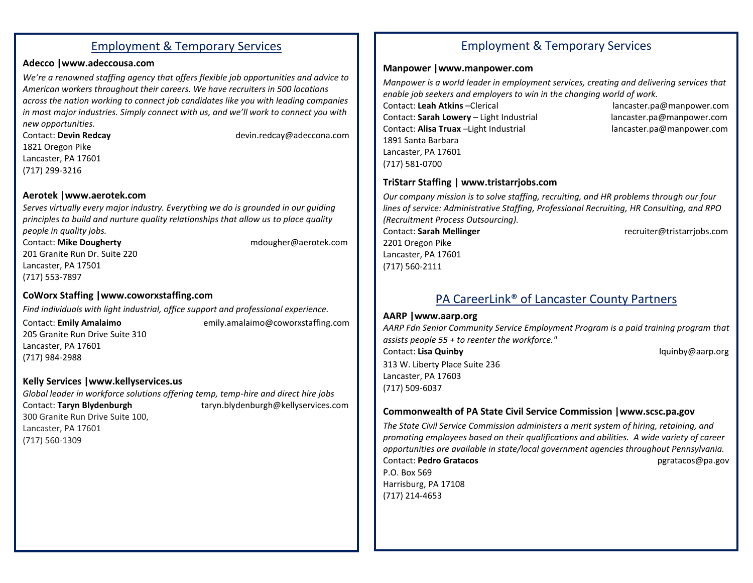## Employment & Temporary Services

### Adecco |www.adeccousa.com

*We're a renowned staffing agency that offers flexible job opportunities and advice to American workers throughout their careers. We have recruiters in 500 locations across the nation working to connect job candidates like you with leading companies in most major industries. Simply connect with us, and we'll work to connect you with new opportunities.*

Contact: **Devin Redcay** devin.redcay@adeccona.com
1821 Oregon Pike
Lancaster, PA 17601
(717) 299-3216

### Aerotek |www.aerotek.com

*Serves virtually every major industry. Everything we do is grounded in our guiding principles to build and nurture quality relationships that allow us to place quality people in quality jobs.*

Contact: **Mike Dougherty** mdougher@aerotek.com
201 Granite Run Dr. Suite 220
Lancaster, PA 17501
(717) 553-7897

### CoWorx Staffing |www.coworxstaffing.com

*Find individuals with light industrial, office support and professional experience.*

Contact: **Emily Amalaimo** emily.amalaimo@coworxstaffing.com
205 Granite Run Drive Suite 310
Lancaster, PA 17601
(717) 984-2988

### Kelly Services |www.kellyservices.us

*Global leader in workforce solutions offering temp, temp-hire and direct hire jobs*

Contact: **Taryn Blydenburgh** taryn.blydenburgh@kellyservices.com
300 Granite Run Drive Suite 100,
Lancaster, PA 17601
(717) 560-1309

## Employment & Temporary Services

### Manpower |www.manpower.com

*Manpower is a world leader in employment services, creating and delivering services that enable job seekers and employers to win in the changing world of work.*

Contact: **Leah Atkins** –Clerical lancaster.pa@manpower.com
Contact: **Sarah Lowery** – Light Industrial lancaster.pa@manpower.com
Contact: **Alisa Truax** –Light Industrial lancaster.pa@manpower.com
1891 Santa Barbara
Lancaster, PA 17601
(717) 581-0700

### TriStarr Staffing | www.tristarrjobs.com

*Our company mission is to solve staffing, recruiting, and HR problems through our four lines of service: Administrative Staffing, Professional Recruiting, HR Consulting, and RPO (Recruitment Process Outsourcing).*

Contact: **Sarah Mellinger** recruiter@tristarrjobs.com
2201 Oregon Pike
Lancaster, PA 17601
(717) 560-2111

## PA CareerLink® of Lancaster County Partners

### AARP |www.aarp.org

*AARP Fdn Senior Community Service Employment Program is a paid training program that assists people 55 + to reenter the workforce."*

Contact: **Lisa Quinby** lquinby@aarp.org
313 W. Liberty Place Suite 236
Lancaster, PA 17603
(717) 509-6037

### Commonwealth of PA State Civil Service Commission |www.scsc.pa.gov

*The State Civil Service Commission administers a merit system of hiring, retaining, and promoting employees based on their qualifications and abilities. A wide variety of career opportunities are available in state/local government agencies throughout Pennsylvania.*

Contact: **Pedro Gratacos** pgratacos@pa.gov
P.O. Box 569
Harrisburg, PA 17108
(717) 214-4653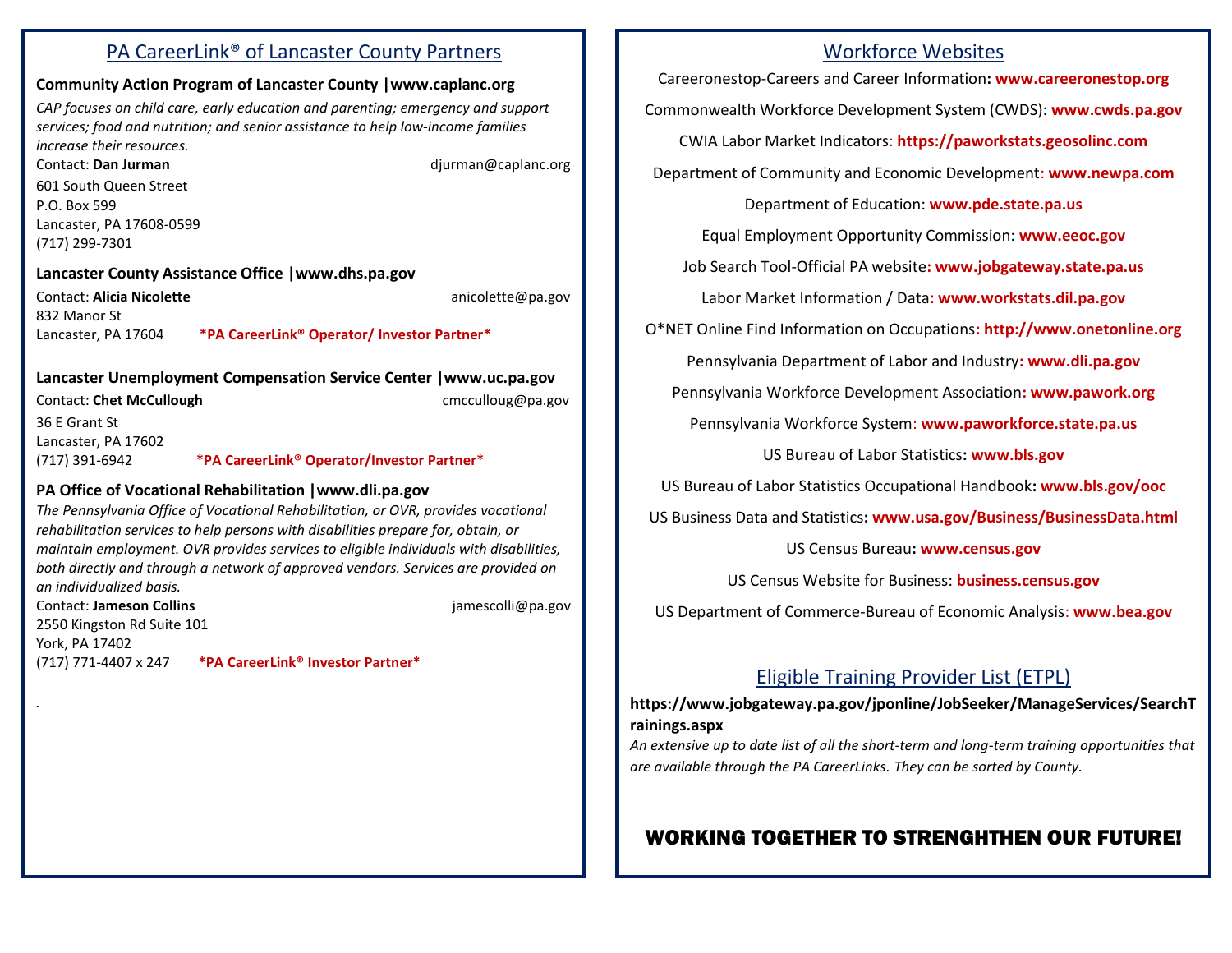## PA CareerLink® of Lancaster County Partners

**Community Action Program of Lancaster County |www.caplanc.org**

*CAP focuses on child care, early education and parenting; emergency and support services; food and nutrition; and senior assistance to help low-income families increase their resources.*

Contact: **Dan Jurman** djurman@caplanc.org

601 South Queen Street
P.O. Box 599
Lancaster, PA 17608-0599
(717) 299-7301

**Lancaster County Assistance Office |www.dhs.pa.gov**

Contact: **Alicia Nicolette** anicolette@pa.gov
832 Manor St
Lancaster, PA 17604 **\*PA CareerLink® Operator/ Investor Partner\***

**Lancaster Unemployment Compensation Service Center |www.uc.pa.gov**

Contact: **Chet McCullough** cmccullough@pa.gov

36 E Grant St
Lancaster, PA 17602
(717) 391-6942 **\*PA CareerLink® Operator/Investor Partner\***

**PA Office of Vocational Rehabilitation |www.dli.pa.gov**

*The Pennsylvania Office of Vocational Rehabilitation, or OVR, provides vocational rehabilitation services to help persons with disabilities prepare for, obtain, or maintain employment. OVR provides services to eligible individuals with disabilities, both directly and through a network of approved vendors. Services are provided on an individualized basis.*

Contact: **Jameson Collins** jamescolli@pa.gov
2550 Kingston Rd Suite 101
York, PA 17402
(717) 771-4407 x 247 **\*PA CareerLink® Investor Partner\***

.

## Workforce Websites

Careeronestop-Careers and Career Information: **www.careeronestop.org**

Commonwealth Workforce Development System (CWDS): **www.cwds.pa.gov**

CWIA Labor Market Indicators: **https://paworkstats.geosolinc.com**

Department of Community and Economic Development: **www.newpa.com**

Department of Education: **www.pde.state.pa.us**

Equal Employment Opportunity Commission: **www.eeoc.gov**

Job Search Tool-Official PA website: **www.jobgateway.state.pa.us**

Labor Market Information / Data: **www.workstats.dil.pa.gov**

O*NET Online Find Information on Occupations: **http://www.onetonline.org**

Pennsylvania Department of Labor and Industry: **www.dli.pa.gov**

Pennsylvania Workforce Development Association: **www.pawork.org**

Pennsylvania Workforce System: **www.paworkforce.state.pa.us**

US Bureau of Labor Statistics: **www.bls.gov**

US Bureau of Labor Statistics Occupational Handbook: **www.bls.gov/ooc**

US Business Data and Statistics: **www.usa.gov/Business/BusinessData.html**

US Census Bureau: **www.census.gov**

US Census Website for Business: **business.census.gov**

US Department of Commerce-Bureau of Economic Analysis: **www.bea.gov**

## Eligible Training Provider List (ETPL)

**https://www.jobgateway.pa.gov/jponline/JobSeeker/ManageServices/SearchTrainings.aspx**

*An extensive up to date list of all the short-term and long-term training opportunities that are available through the PA CareerLinks. They can be sorted by County.*

**WORKING TOGETHER TO STRENGHTHEN OUR FUTURE!**